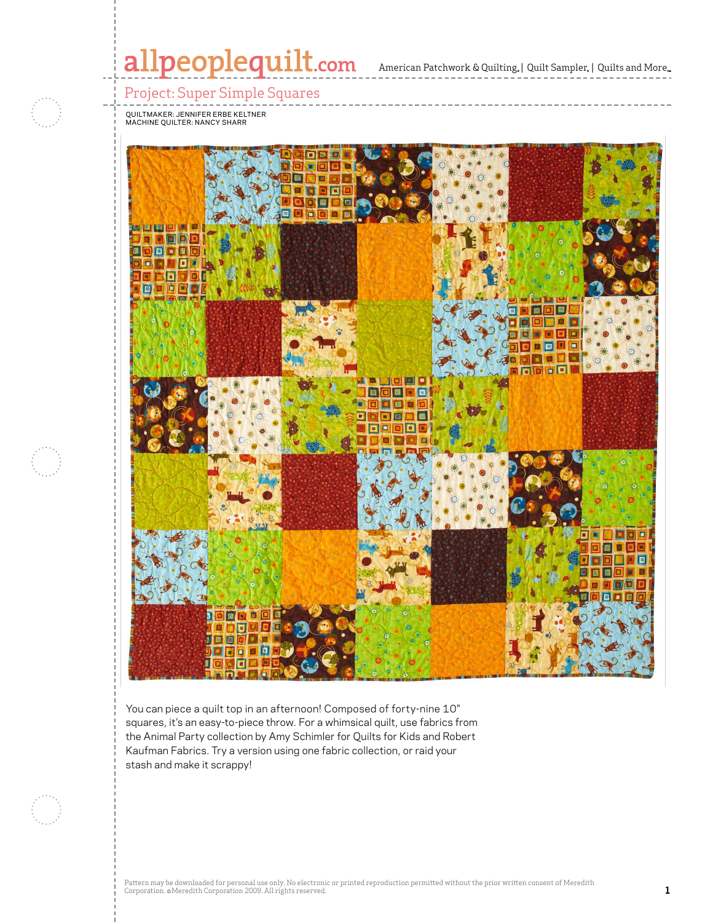# Project: Super Simple Squares

QUILTMAKER: JENNIFER ERBE KELTNER
MACHINE QUILTER: NANCY SHARR

You can piece a quilt top in an afternoon! Composed of forty-nine 10" squares, it's an easy-to-piece throw. For a whimsical quilt, use fabrics from the Animal Party collection by Amy Schimler for Quilts for Kids and Robert Kaufman Fabrics. Try a version using one fabric collection, or raid your stash and make it scrappy!

Pattern may be downloaded for personal use only. No electronic or printed reproduction permitted without the prior written consent of Meredith Corporation. ©Meredith Corporation 2009. All rights reserved.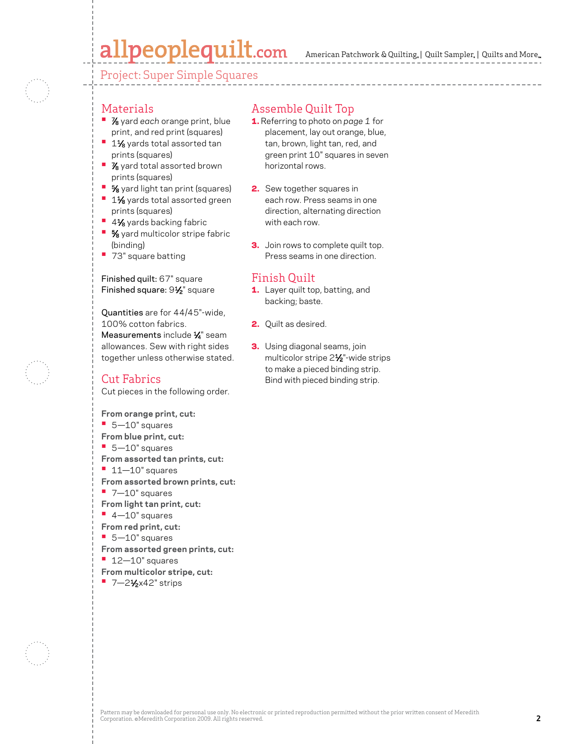## Project: Super Simple Squares

## Materials

- ⅞ yard *each* orange print, blue print, and red print (squares)
- 1⅛ yards total assorted tan prints (squares)
- ⅞ yard total assorted brown prints (squares)
- ⅝ yard light tan print (squares)
- 1⅛ yards total assorted green prints (squares)
- 4⅛ yards backing fabric
- ⅝ yard multicolor stripe fabric (binding)
- 73" square batting

**Finished quilt:** 67" square
**Finished square:** 9½" square

**Quantities** are for 44/45"-wide, 100% cotton fabrics.
**Measurements** include ¼" seam allowances. Sew with right sides together unless otherwise stated.

## Cut Fabrics

Cut pieces in the following order.

**From orange print, cut:**
- 5—10" squares

**From blue print, cut:**
- 5—10" squares

**From assorted tan prints, cut:**
- 11—10" squares

**From assorted brown prints, cut:**
- 7—10" squares

**From light tan print, cut:**
- 4—10" squares

**From red print, cut:**
- 5—10" squares

**From assorted green prints, cut:**
- 12—10" squares

**From multicolor stripe, cut:**
- 7—2½x42" strips

## Assemble Quilt Top

1. Referring to photo on *page 1* for placement, lay out orange, blue, tan, brown, light tan, red, and green print 10" squares in seven horizontal rows.
2. Sew together squares in each row. Press seams in one direction, alternating direction with each row.
3. Join rows to complete quilt top. Press seams in one direction.

## Finish Quilt

1. Layer quilt top, batting, and backing; baste.
2. Quilt as desired.
3. Using diagonal seams, join multicolor stripe 2½"-wide strips to make a pieced binding strip. Bind with pieced binding strip.

Pattern may be downloaded for personal use only. No electronic or printed reproduction permitted without the prior written consent of Meredith Corporation. ©Meredith Corporation 2009. All rights reserved.